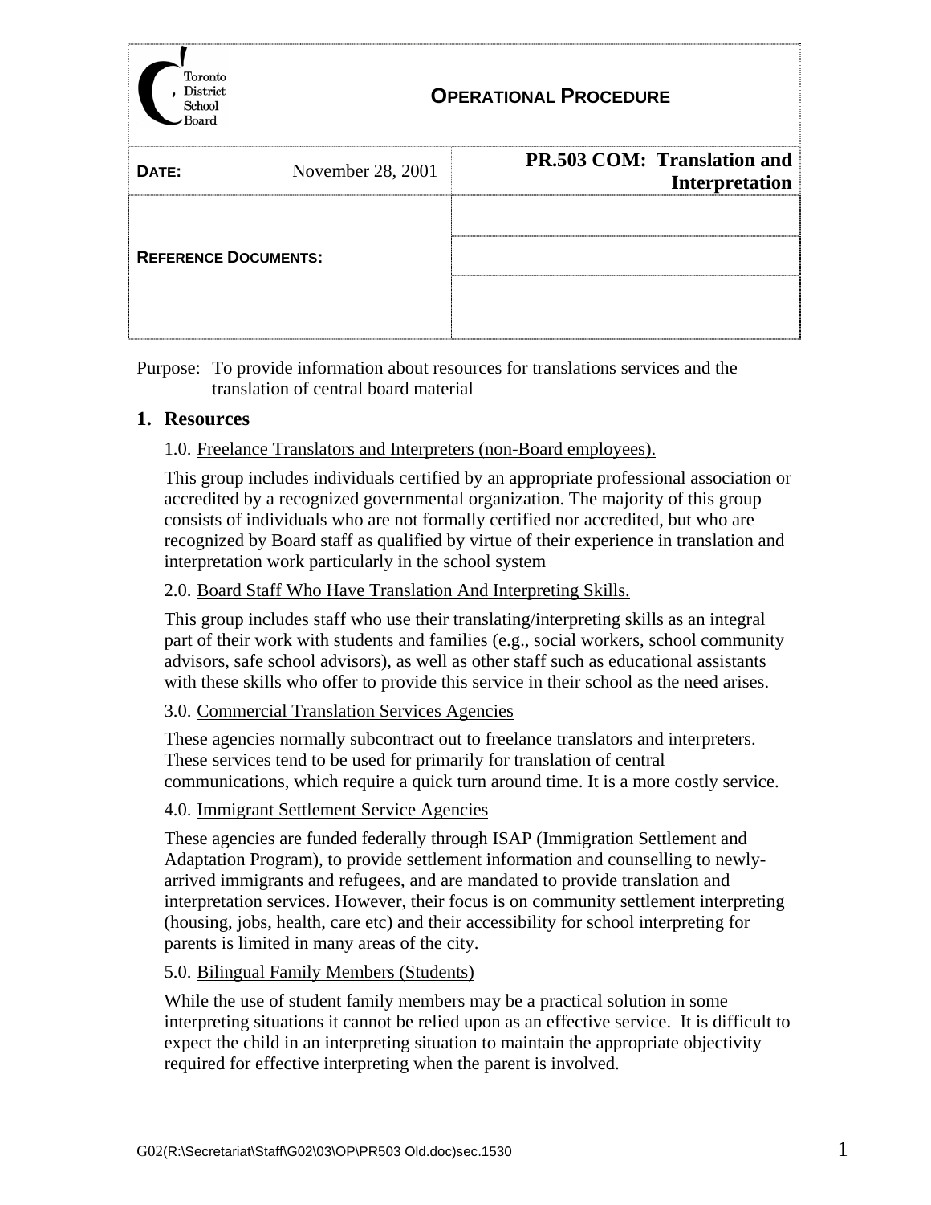| Toronto District School Board | **OPERATIONAL PROCEDURE** | |
|---|---|---|
| **DATE:** | November 28, 2001 | **PR.503 COM: Translation and Interpretation** |
| **REFERENCE DOCUMENTS:** | | |

Purpose: To provide information about resources for translations services and the translation of central board material

## 1. Resources

1.0. Freelance Translators and Interpreters (non-Board employees).

This group includes individuals certified by an appropriate professional association or accredited by a recognized governmental organization. The majority of this group consists of individuals who are not formally certified nor accredited, but who are recognized by Board staff as qualified by virtue of their experience in translation and interpretation work particularly in the school system

2.0. Board Staff Who Have Translation And Interpreting Skills.

This group includes staff who use their translating/interpreting skills as an integral part of their work with students and families (e.g., social workers, school community advisors, safe school advisors), as well as other staff such as educational assistants with these skills who offer to provide this service in their school as the need arises.

3.0. Commercial Translation Services Agencies

These agencies normally subcontract out to freelance translators and interpreters. These services tend to be used for primarily for translation of central communications, which require a quick turn around time. It is a more costly service.

4.0. Immigrant Settlement Service Agencies

These agencies are funded federally through ISAP (Immigration Settlement and Adaptation Program), to provide settlement information and counselling to newly-arrived immigrants and refugees, and are mandated to provide translation and interpretation services. However, their focus is on community settlement interpreting (housing, jobs, health, care etc) and their accessibility for school interpreting for parents is limited in many areas of the city.

5.0. Bilingual Family Members (Students)

While the use of student family members may be a practical solution in some interpreting situations it cannot be relied upon as an effective service. It is difficult to expect the child in an interpreting situation to maintain the appropriate objectivity required for effective interpreting when the parent is involved.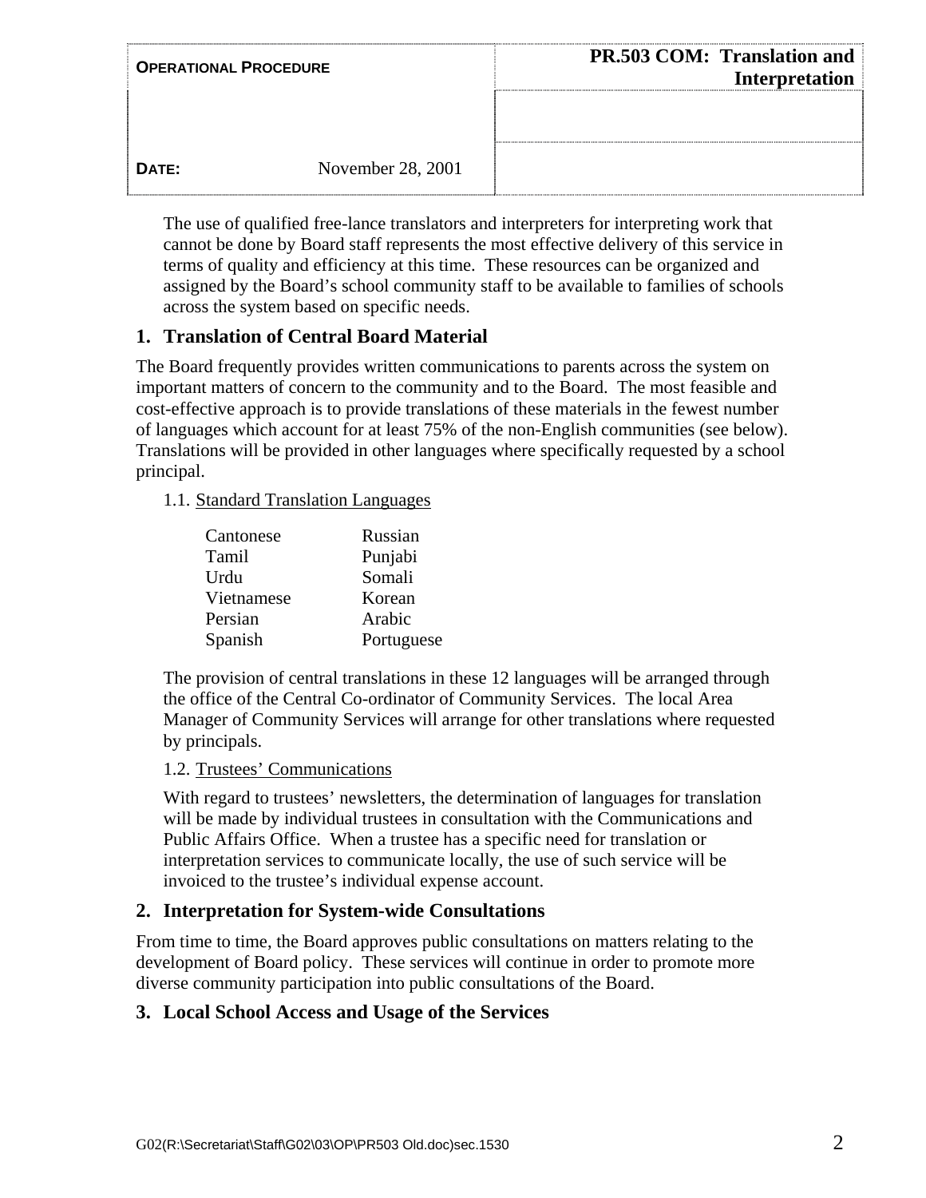The use of qualified free-lance translators and interpreters for interpreting work that cannot be done by Board staff represents the most effective delivery of this service in terms of quality and efficiency at this time. These resources can be organized and assigned by the Board's school community staff to be available to families of schools across the system based on specific needs.

## 1. Translation of Central Board Material

The Board frequently provides written communications to parents across the system on important matters of concern to the community and to the Board. The most feasible and cost-effective approach is to provide translations of these materials in the fewest number of languages which account for at least 75% of the non-English communities (see below). Translations will be provided in other languages where specifically requested by a school principal.

1.1. Standard Translation Languages

| | |
|---|---|
| Cantonese | Russian |
| Tamil | Punjabi |
| Urdu | Somali |
| Vietnamese | Korean |
| Persian | Arabic |
| Spanish | Portuguese |

The provision of central translations in these 12 languages will be arranged through the office of the Central Co-ordinator of Community Services. The local Area Manager of Community Services will arrange for other translations where requested by principals.

1.2. Trustees' Communications

With regard to trustees' newsletters, the determination of languages for translation will be made by individual trustees in consultation with the Communications and Public Affairs Office. When a trustee has a specific need for translation or interpretation services to communicate locally, the use of such service will be invoiced to the trustee's individual expense account.

## 2. Interpretation for System-wide Consultations

From time to time, the Board approves public consultations on matters relating to the development of Board policy. These services will continue in order to promote more diverse community participation into public consultations of the Board.

## 3. Local School Access and Usage of the Services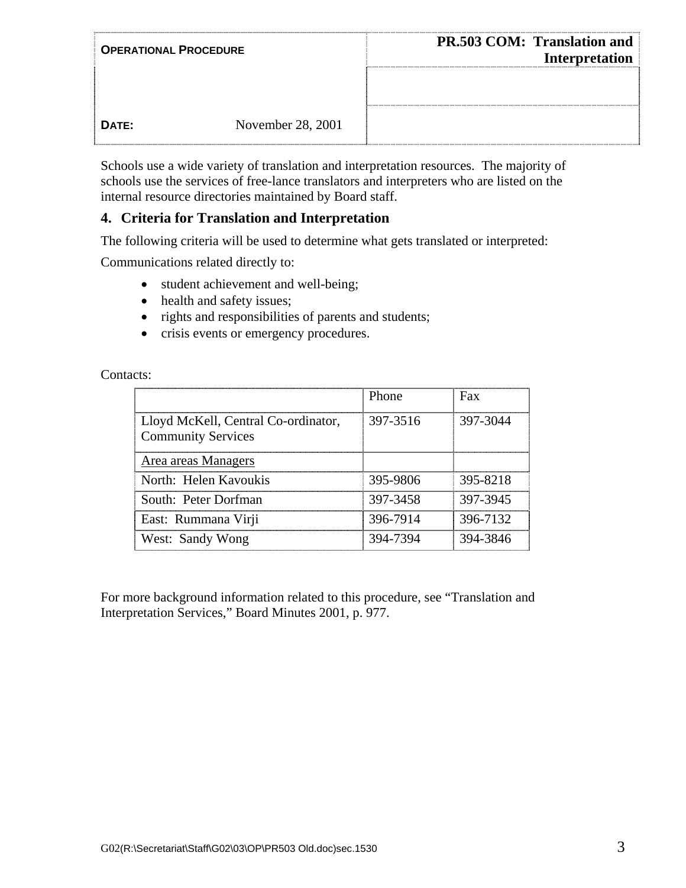| **OPERATIONAL PROCEDURE** | | **PR.503 COM: Translation and Interpretation** |
|---|---|---|
| | | |
| **DATE:** | November 28, 2001 | |

Schools use a wide variety of translation and interpretation resources. The majority of schools use the services of free-lance translators and interpreters who are listed on the internal resource directories maintained by Board staff.

## 4. Criteria for Translation and Interpretation

The following criteria will be used to determine what gets translated or interpreted:

Communications related directly to:

- student achievement and well-being;
- health and safety issues;
- rights and responsibilities of parents and students;
- crisis events or emergency procedures.

Contacts:

| | Phone | Fax |
|---|---|---|
| Lloyd McKell, Central Co-ordinator, Community Services | 397-3516 | 397-3044 |
| Area areas Managers | | |
| North: Helen Kavoukis | 395-9806 | 395-8218 |
| South: Peter Dorfman | 397-3458 | 397-3945 |
| East: Rummana Virji | 396-7914 | 396-7132 |
| West: Sandy Wong | 394-7394 | 394-3846 |

For more background information related to this procedure, see “Translation and Interpretation Services,” Board Minutes 2001, p. 977.

G02(R:\Secretariat\Staff\G02\03\OP\PR503 Old.doc)sec.1530